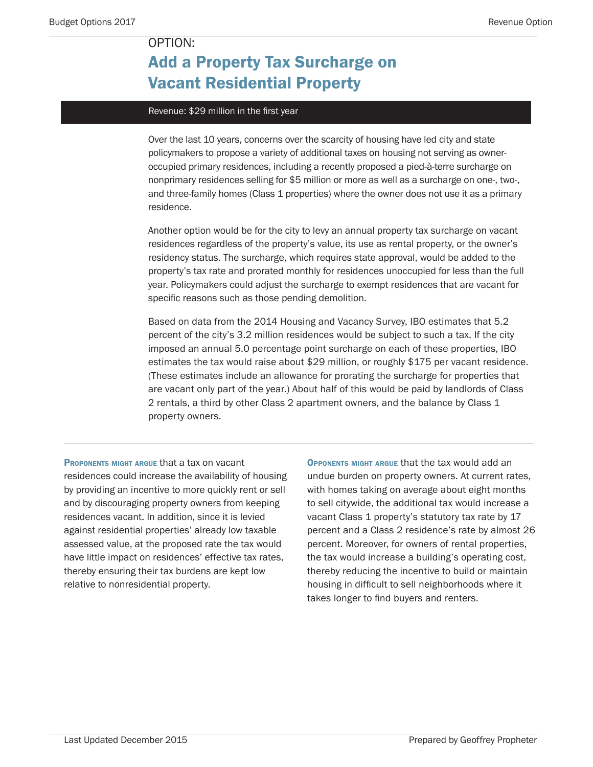OPTION:

# Add a Property Tax Surcharge on Vacant Residential Property

**Revenue: $29 million in the first year**

Over the last 10 years, concerns over the scarcity of housing have led city and state policymakers to propose a variety of additional taxes on housing not serving as owner-occupied primary residences, including a recently proposed a pied-à-terre surcharge on nonprimary residences selling for $5 million or more as well as a surcharge on one-, two-, and three-family homes (Class 1 properties) where the owner does not use it as a primary residence.

Another option would be for the city to levy an annual property tax surcharge on vacant residences regardless of the property's value, its use as rental property, or the owner's residency status. The surcharge, which requires state approval, would be added to the property's tax rate and prorated monthly for residences unoccupied for less than the full year. Policymakers could adjust the surcharge to exempt residences that are vacant for specific reasons such as those pending demolition.

Based on data from the 2014 Housing and Vacancy Survey, IBO estimates that 5.2 percent of the city's 3.2 million residences would be subject to such a tax. If the city imposed an annual 5.0 percentage point surcharge on each of these properties, IBO estimates the tax would raise about $29 million, or roughly $175 per vacant residence. (These estimates include an allowance for prorating the surcharge for properties that are vacant only part of the year.) About half of this would be paid by landlords of Class 2 rentals, a third by other Class 2 apartment owners, and the balance by Class 1 property owners.

**Proponents might argue** that a tax on vacant residences could increase the availability of housing by providing an incentive to more quickly rent or sell and by discouraging property owners from keeping residences vacant. In addition, since it is levied against residential properties' already low taxable assessed value, at the proposed rate the tax would have little impact on residences' effective tax rates, thereby ensuring their tax burdens are kept low relative to nonresidential property.

**Opponents might argue** that the tax would add an undue burden on property owners. At current rates, with homes taking on average about eight months to sell citywide, the additional tax would increase a vacant Class 1 property's statutory tax rate by 17 percent and a Class 2 residence's rate by almost 26 percent. Moreover, for owners of rental properties, the tax would increase a building's operating cost, thereby reducing the incentive to build or maintain housing in difficult to sell neighborhoods where it takes longer to find buyers and renters.

Last Updated December 2015

Prepared by Geoffrey Propheter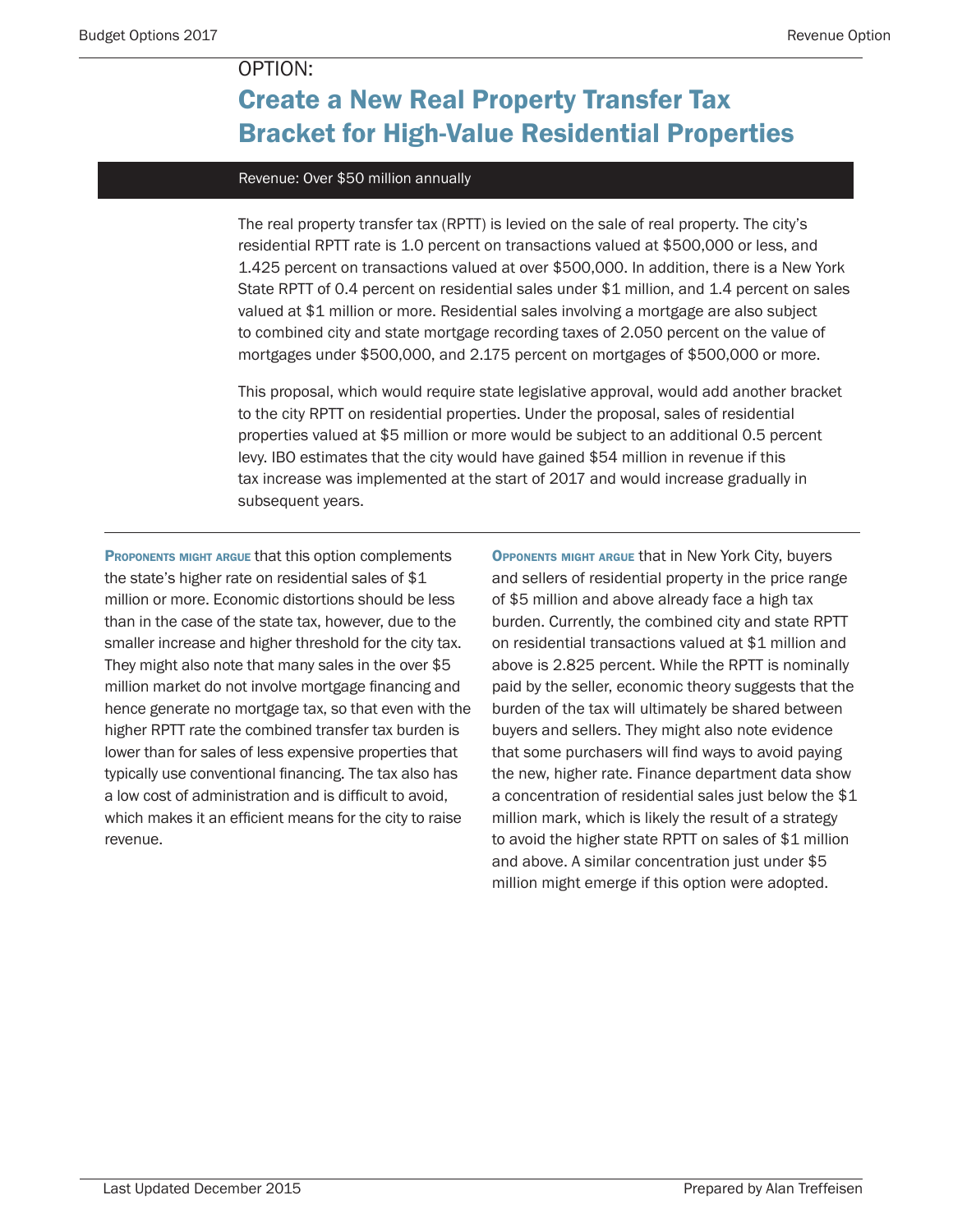OPTION:

# Create a New Real Property Transfer Tax Bracket for High-Value Residential Properties

**Revenue: Over $50 million annually**

The real property transfer tax (RPTT) is levied on the sale of real property. The city's residential RPTT rate is 1.0 percent on transactions valued at $500,000 or less, and 1.425 percent on transactions valued at over $500,000. In addition, there is a New York State RPTT of 0.4 percent on residential sales under $1 million, and 1.4 percent on sales valued at $1 million or more. Residential sales involving a mortgage are also subject to combined city and state mortgage recording taxes of 2.050 percent on the value of mortgages under $500,000, and 2.175 percent on mortgages of $500,000 or more.

This proposal, which would require state legislative approval, would add another bracket to the city RPTT on residential properties. Under the proposal, sales of residential properties valued at $5 million or more would be subject to an additional 0.5 percent levy. IBO estimates that the city would have gained $54 million in revenue if this tax increase was implemented at the start of 2017 and would increase gradually in subsequent years.

**Proponents might argue** that this option complements the state's higher rate on residential sales of $1 million or more. Economic distortions should be less than in the case of the state tax, however, due to the smaller increase and higher threshold for the city tax. They might also note that many sales in the over $5 million market do not involve mortgage financing and hence generate no mortgage tax, so that even with the higher RPTT rate the combined transfer tax burden is lower than for sales of less expensive properties that typically use conventional financing. The tax also has a low cost of administration and is difficult to avoid, which makes it an efficient means for the city to raise revenue.

**Opponents might argue** that in New York City, buyers and sellers of residential property in the price range of $5 million and above already face a high tax burden. Currently, the combined city and state RPTT on residential transactions valued at $1 million and above is 2.825 percent. While the RPTT is nominally paid by the seller, economic theory suggests that the burden of the tax will ultimately be shared between buyers and sellers. They might also note evidence that some purchasers will find ways to avoid paying the new, higher rate. Finance department data show a concentration of residential sales just below the $1 million mark, which is likely the result of a strategy to avoid the higher state RPTT on sales of $1 million and above. A similar concentration just under $5 million might emerge if this option were adopted.

Last Updated December 2015

Prepared by Alan Treffeisen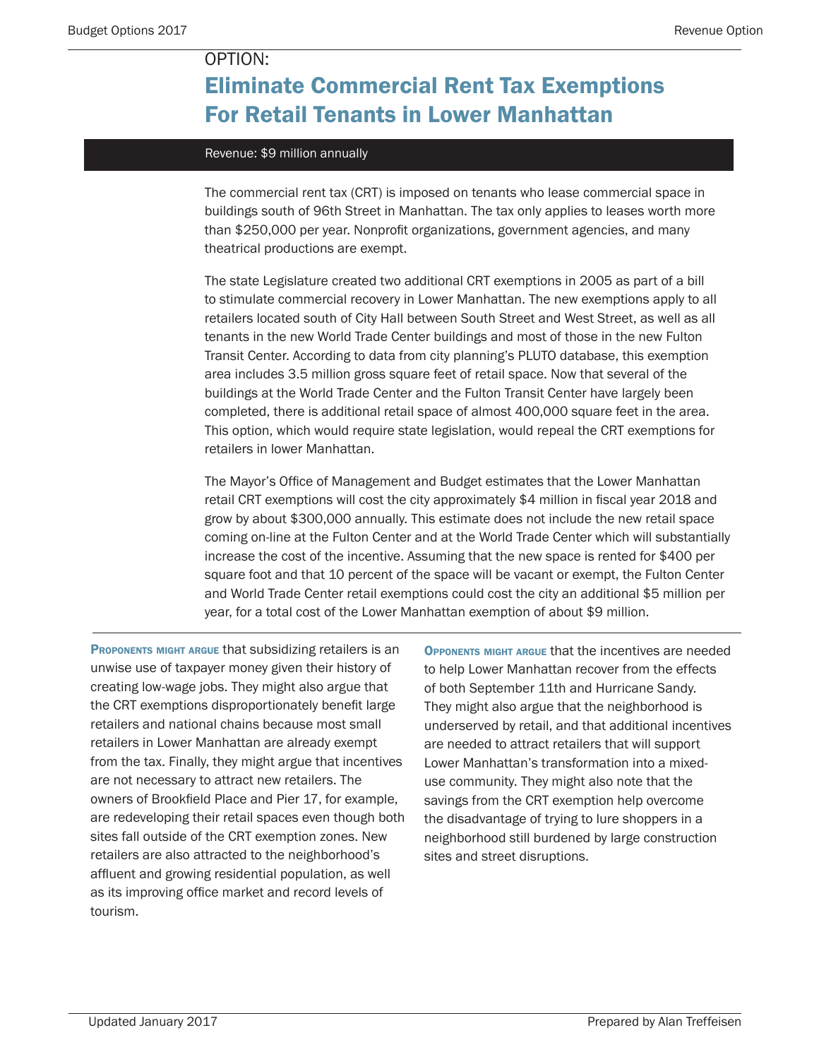OPTION:

# Eliminate Commercial Rent Tax Exemptions For Retail Tenants in Lower Manhattan

Revenue: $9 million annually

The commercial rent tax (CRT) is imposed on tenants who lease commercial space in buildings south of 96th Street in Manhattan. The tax only applies to leases worth more than $250,000 per year. Nonprofit organizations, government agencies, and many theatrical productions are exempt.

The state Legislature created two additional CRT exemptions in 2005 as part of a bill to stimulate commercial recovery in Lower Manhattan. The new exemptions apply to all retailers located south of City Hall between South Street and West Street, as well as all tenants in the new World Trade Center buildings and most of those in the new Fulton Transit Center. According to data from city planning's PLUTO database, this exemption area includes 3.5 million gross square feet of retail space. Now that several of the buildings at the World Trade Center and the Fulton Transit Center have largely been completed, there is additional retail space of almost 400,000 square feet in the area. This option, which would require state legislation, would repeal the CRT exemptions for retailers in lower Manhattan.

The Mayor's Office of Management and Budget estimates that the Lower Manhattan retail CRT exemptions will cost the city approximately $4 million in fiscal year 2018 and grow by about $300,000 annually. This estimate does not include the new retail space coming on-line at the Fulton Center and at the World Trade Center which will substantially increase the cost of the incentive. Assuming that the new space is rented for $400 per square foot and that 10 percent of the space will be vacant or exempt, the Fulton Center and World Trade Center retail exemptions could cost the city an additional $5 million per year, for a total cost of the Lower Manhattan exemption of about $9 million.

**Proponents might argue** that subsidizing retailers is an unwise use of taxpayer money given their history of creating low-wage jobs. They might also argue that the CRT exemptions disproportionately benefit large retailers and national chains because most small retailers in Lower Manhattan are already exempt from the tax. Finally, they might argue that incentives are not necessary to attract new retailers. The owners of Brookfield Place and Pier 17, for example, are redeveloping their retail spaces even though both sites fall outside of the CRT exemption zones. New retailers are also attracted to the neighborhood's affluent and growing residential population, as well as its improving office market and record levels of tourism.

**Opponents might argue** that the incentives are needed to help Lower Manhattan recover from the effects of both September 11th and Hurricane Sandy. They might also argue that the neighborhood is underserved by retail, and that additional incentives are needed to attract retailers that will support Lower Manhattan's transformation into a mixed-use community. They might also note that the savings from the CRT exemption help overcome the disadvantage of trying to lure shoppers in a neighborhood still burdened by large construction sites and street disruptions.

Updated January 2017

Prepared by Alan Treffeisen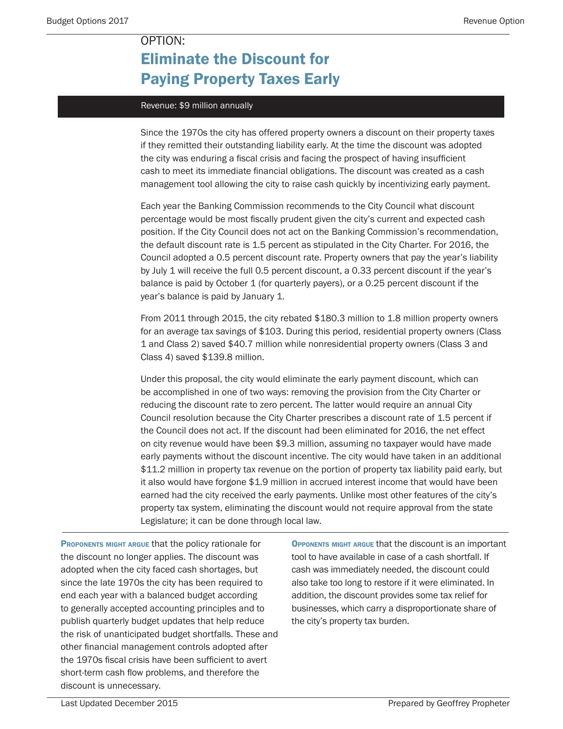OPTION:

# Eliminate the Discount for Paying Property Taxes Early

**Revenue: $9 million annually**

Since the 1970s the city has offered property owners a discount on their property taxes if they remitted their outstanding liability early. At the time the discount was adopted the city was enduring a fiscal crisis and facing the prospect of having insufficient cash to meet its immediate financial obligations. The discount was created as a cash management tool allowing the city to raise cash quickly by incentivizing early payment.

Each year the Banking Commission recommends to the City Council what discount percentage would be most fiscally prudent given the city's current and expected cash position. If the City Council does not act on the Banking Commission's recommendation, the default discount rate is 1.5 percent as stipulated in the City Charter. For 2016, the Council adopted a 0.5 percent discount rate. Property owners that pay the year's liability by July 1 will receive the full 0.5 percent discount, a 0.33 percent discount if the year's balance is paid by October 1 (for quarterly payers), or a 0.25 percent discount if the year's balance is paid by January 1.

From 2011 through 2015, the city rebated $180.3 million to 1.8 million property owners for an average tax savings of $103. During this period, residential property owners (Class 1 and Class 2) saved $40.7 million while nonresidential property owners (Class 3 and Class 4) saved $139.8 million.

Under this proposal, the city would eliminate the early payment discount, which can be accomplished in one of two ways: removing the provision from the City Charter or reducing the discount rate to zero percent. The latter would require an annual City Council resolution because the City Charter prescribes a discount rate of 1.5 percent if the Council does not act. If the discount had been eliminated for 2016, the net effect on city revenue would have been $9.3 million, assuming no taxpayer would have made early payments without the discount incentive. The city would have taken in an additional $11.2 million in property tax revenue on the portion of property tax liability paid early, but it also would have forgone $1.9 million in accrued interest income that would have been earned had the city received the early payments. Unlike most other features of the city's property tax system, eliminating the discount would not require approval from the state Legislature; it can be done through local law.

**Proponents might argue** that the policy rationale for the discount no longer applies. The discount was adopted when the city faced cash shortages, but since the late 1970s the city has been required to end each year with a balanced budget according to generally accepted accounting principles and to publish quarterly budget updates that help reduce the risk of unanticipated budget shortfalls. These and other financial management controls adopted after the 1970s fiscal crisis have been sufficient to avert short-term cash flow problems, and therefore the discount is unnecessary.

**Opponents might argue** that the discount is an important tool to have available in case of a cash shortfall. If cash was immediately needed, the discount could also take too long to restore if it were eliminated. In addition, the discount provides some tax relief for businesses, which carry a disproportionate share of the city's property tax burden.

Last Updated December 2015

Prepared by Geoffrey Propheter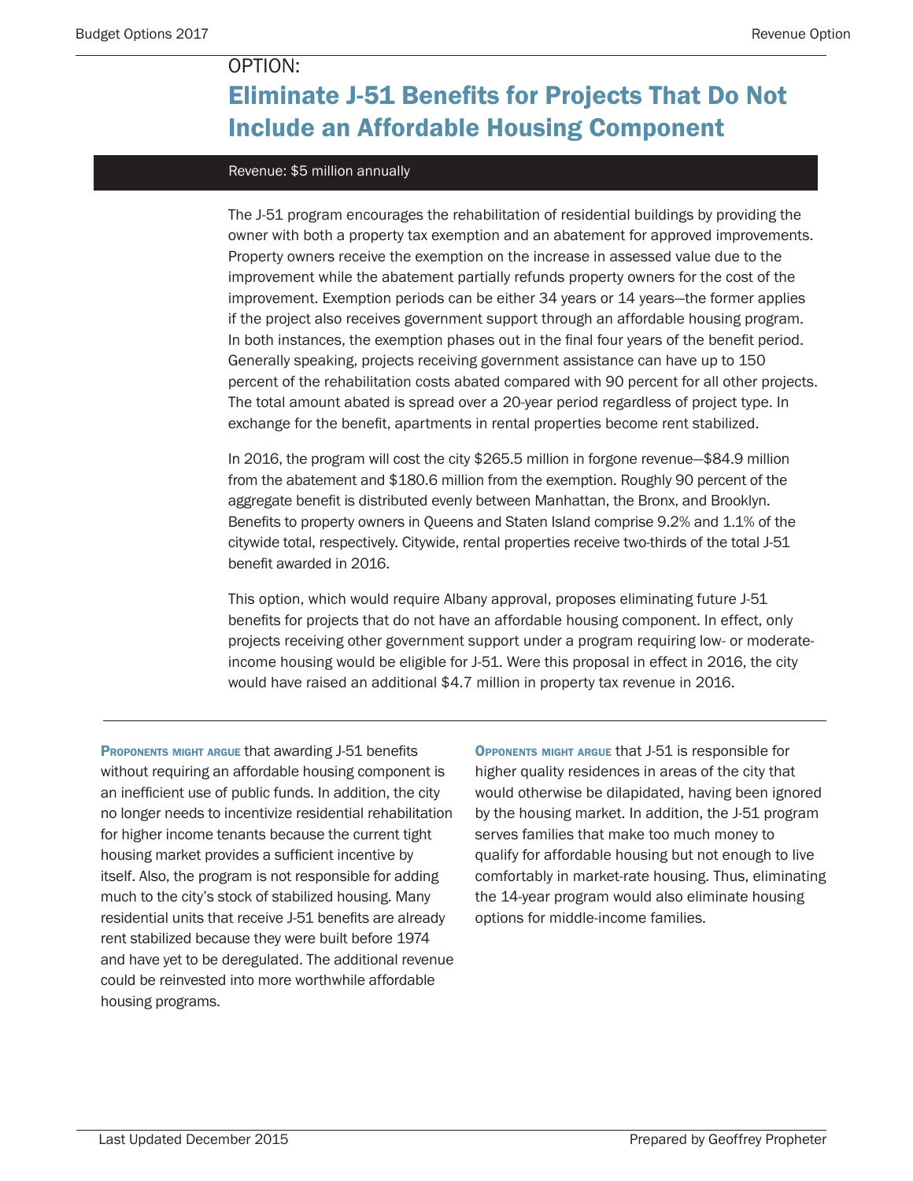OPTION:

# Eliminate J-51 Benefits for Projects That Do Not Include an Affordable Housing Component

Revenue: $5 million annually

The J-51 program encourages the rehabilitation of residential buildings by providing the owner with both a property tax exemption and an abatement for approved improvements. Property owners receive the exemption on the increase in assessed value due to the improvement while the abatement partially refunds property owners for the cost of the improvement. Exemption periods can be either 34 years or 14 years—the former applies if the project also receives government support through an affordable housing program. In both instances, the exemption phases out in the final four years of the benefit period. Generally speaking, projects receiving government assistance can have up to 150 percent of the rehabilitation costs abated compared with 90 percent for all other projects. The total amount abated is spread over a 20-year period regardless of project type. In exchange for the benefit, apartments in rental properties become rent stabilized.

In 2016, the program will cost the city $265.5 million in forgone revenue—$84.9 million from the abatement and $180.6 million from the exemption. Roughly 90 percent of the aggregate benefit is distributed evenly between Manhattan, the Bronx, and Brooklyn. Benefits to property owners in Queens and Staten Island comprise 9.2% and 1.1% of the citywide total, respectively. Citywide, rental properties receive two-thirds of the total J-51 benefit awarded in 2016.

This option, which would require Albany approval, proposes eliminating future J-51 benefits for projects that do not have an affordable housing component. In effect, only projects receiving other government support under a program requiring low- or moderate-income housing would be eligible for J-51. Were this proposal in effect in 2016, the city would have raised an additional $4.7 million in property tax revenue in 2016.

**Proponents might argue** that awarding J-51 benefits without requiring an affordable housing component is an inefficient use of public funds. In addition, the city no longer needs to incentivize residential rehabilitation for higher income tenants because the current tight housing market provides a sufficient incentive by itself. Also, the program is not responsible for adding much to the city's stock of stabilized housing. Many residential units that receive J-51 benefits are already rent stabilized because they were built before 1974 and have yet to be deregulated. The additional revenue could be reinvested into more worthwhile affordable housing programs.

**Opponents might argue** that J-51 is responsible for higher quality residences in areas of the city that would otherwise be dilapidated, having been ignored by the housing market. In addition, the J-51 program serves families that make too much money to qualify for affordable housing but not enough to live comfortably in market-rate housing. Thus, eliminating the 14-year program would also eliminate housing options for middle-income families.

Last Updated December 2015

Prepared by Geoffrey Propheter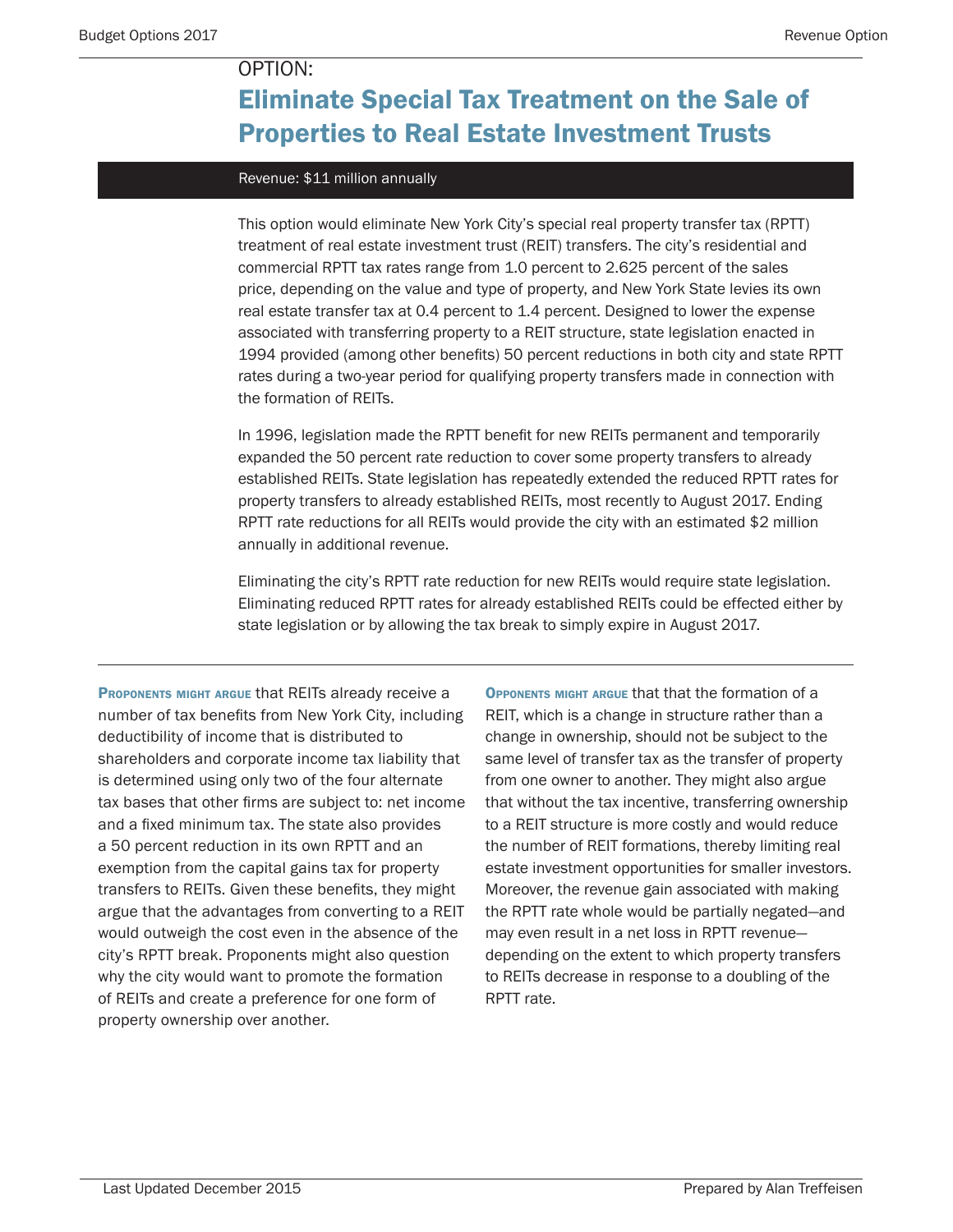OPTION:

# Eliminate Special Tax Treatment on the Sale of Properties to Real Estate Investment Trusts

**Revenue: $11 million annually**

This option would eliminate New York City's special real property transfer tax (RPTT) treatment of real estate investment trust (REIT) transfers. The city's residential and commercial RPTT tax rates range from 1.0 percent to 2.625 percent of the sales price, depending on the value and type of property, and New York State levies its own real estate transfer tax at 0.4 percent to 1.4 percent. Designed to lower the expense associated with transferring property to a REIT structure, state legislation enacted in 1994 provided (among other benefits) 50 percent reductions in both city and state RPTT rates during a two-year period for qualifying property transfers made in connection with the formation of REITs.

In 1996, legislation made the RPTT benefit for new REITs permanent and temporarily expanded the 50 percent rate reduction to cover some property transfers to already established REITs. State legislation has repeatedly extended the reduced RPTT rates for property transfers to already established REITs, most recently to August 2017. Ending RPTT rate reductions for all REITs would provide the city with an estimated $2 million annually in additional revenue.

Eliminating the city's RPTT rate reduction for new REITs would require state legislation. Eliminating reduced RPTT rates for already established REITs could be effected either by state legislation or by allowing the tax break to simply expire in August 2017.

**Proponents might argue** that REITs already receive a number of tax benefits from New York City, including deductibility of income that is distributed to shareholders and corporate income tax liability that is determined using only two of the four alternate tax bases that other firms are subject to: net income and a fixed minimum tax. The state also provides a 50 percent reduction in its own RPTT and an exemption from the capital gains tax for property transfers to REITs. Given these benefits, they might argue that the advantages from converting to a REIT would outweigh the cost even in the absence of the city's RPTT break. Proponents might also question why the city would want to promote the formation of REITs and create a preference for one form of property ownership over another.

**Opponents might argue** that that the formation of a REIT, which is a change in structure rather than a change in ownership, should not be subject to the same level of transfer tax as the transfer of property from one owner to another. They might also argue that without the tax incentive, transferring ownership to a REIT structure is more costly and would reduce the number of REIT formations, thereby limiting real estate investment opportunities for smaller investors. Moreover, the revenue gain associated with making the RPTT rate whole would be partially negated—and may even result in a net loss in RPTT revenue—depending on the extent to which property transfers to REITs decrease in response to a doubling of the RPTT rate.

Last Updated December 2015

Prepared by Alan Treffeisen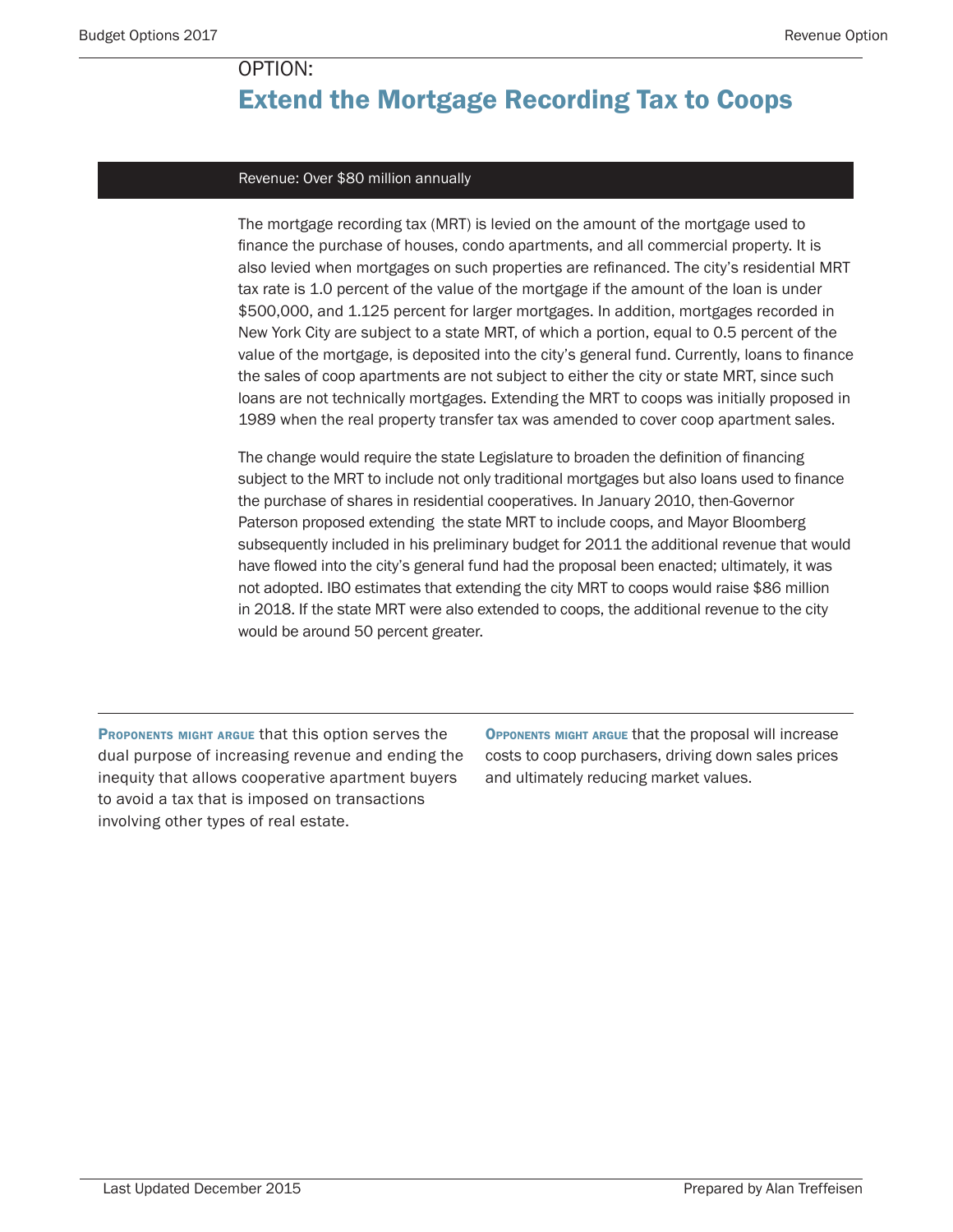OPTION:

# Extend the Mortgage Recording Tax to Coops

Revenue: Over $80 million annually

The mortgage recording tax (MRT) is levied on the amount of the mortgage used to finance the purchase of houses, condo apartments, and all commercial property. It is also levied when mortgages on such properties are refinanced. The city's residential MRT tax rate is 1.0 percent of the value of the mortgage if the amount of the loan is under $500,000, and 1.125 percent for larger mortgages. In addition, mortgages recorded in New York City are subject to a state MRT, of which a portion, equal to 0.5 percent of the value of the mortgage, is deposited into the city's general fund. Currently, loans to finance the sales of coop apartments are not subject to either the city or state MRT, since such loans are not technically mortgages. Extending the MRT to coops was initially proposed in 1989 when the real property transfer tax was amended to cover coop apartment sales.

The change would require the state Legislature to broaden the definition of financing subject to the MRT to include not only traditional mortgages but also loans used to finance the purchase of shares in residential cooperatives. In January 2010, then-Governor Paterson proposed extending the state MRT to include coops, and Mayor Bloomberg subsequently included in his preliminary budget for 2011 the additional revenue that would have flowed into the city's general fund had the proposal been enacted; ultimately, it was not adopted. IBO estimates that extending the city MRT to coops would raise $86 million in 2018. If the state MRT were also extended to coops, the additional revenue to the city would be around 50 percent greater.

**Proponents might argue** that this option serves the dual purpose of increasing revenue and ending the inequity that allows cooperative apartment buyers to avoid a tax that is imposed on transactions involving other types of real estate.

**Opponents might argue** that the proposal will increase costs to coop purchasers, driving down sales prices and ultimately reducing market values.

Last Updated December 2015

Prepared by Alan Treffeisen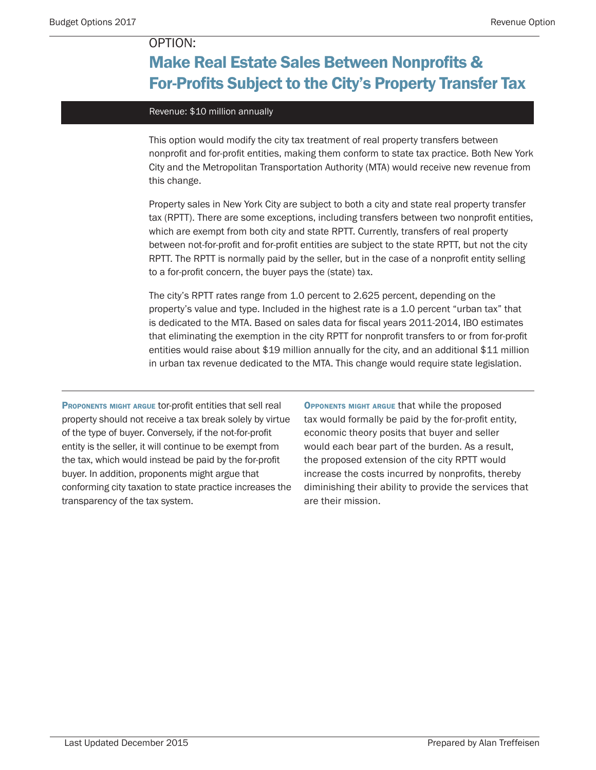OPTION:

# Make Real Estate Sales Between Nonprofits & For-Profits Subject to the City's Property Transfer Tax

Revenue: $10 million annually

This option would modify the city tax treatment of real property transfers between nonprofit and for-profit entities, making them conform to state tax practice. Both New York City and the Metropolitan Transportation Authority (MTA) would receive new revenue from this change.

Property sales in New York City are subject to both a city and state real property transfer tax (RPTT). There are some exceptions, including transfers between two nonprofit entities, which are exempt from both city and state RPTT. Currently, transfers of real property between not-for-profit and for-profit entities are subject to the state RPTT, but not the city RPTT. The RPTT is normally paid by the seller, but in the case of a nonprofit entity selling to a for-profit concern, the buyer pays the (state) tax.

The city's RPTT rates range from 1.0 percent to 2.625 percent, depending on the property's value and type. Included in the highest rate is a 1.0 percent "urban tax" that is dedicated to the MTA. Based on sales data for fiscal years 2011-2014, IBO estimates that eliminating the exemption in the city RPTT for nonprofit transfers to or from for-profit entities would raise about $19 million annually for the city, and an additional $11 million in urban tax revenue dedicated to the MTA. This change would require state legislation.

**Proponents might argue** for-profit entities that sell real property should not receive a tax break solely by virtue of the type of buyer. Conversely, if the not-for-profit entity is the seller, it will continue to be exempt from the tax, which would instead be paid by the for-profit buyer. In addition, proponents might argue that conforming city taxation to state practice increases the transparency of the tax system.

**Opponents might argue** that while the proposed tax would formally be paid by the for-profit entity, economic theory posits that buyer and seller would each bear part of the burden. As a result, the proposed extension of the city RPTT would increase the costs incurred by nonprofits, thereby diminishing their ability to provide the services that are their mission.

Last Updated December 2015

Prepared by Alan Treffeisen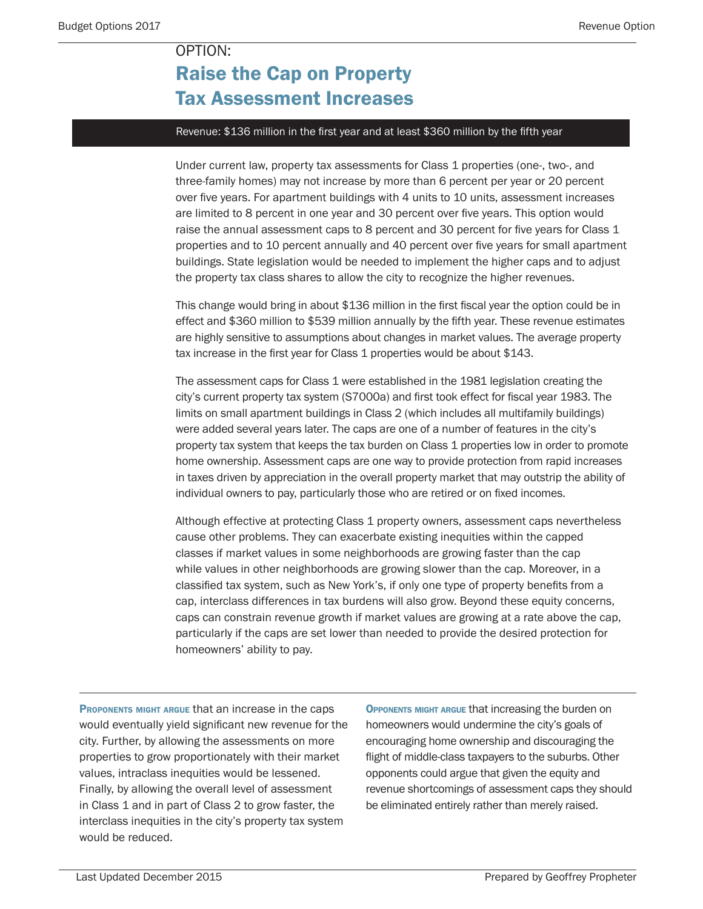OPTION:

# Raise the Cap on Property Tax Assessment Increases

Revenue: $136 million in the first year and at least $360 million by the fifth year

Under current law, property tax assessments for Class 1 properties (one-, two-, and three-family homes) may not increase by more than 6 percent per year or 20 percent over five years. For apartment buildings with 4 units to 10 units, assessment increases are limited to 8 percent in one year and 30 percent over five years. This option would raise the annual assessment caps to 8 percent and 30 percent for five years for Class 1 properties and to 10 percent annually and 40 percent over five years for small apartment buildings. State legislation would be needed to implement the higher caps and to adjust the property tax class shares to allow the city to recognize the higher revenues.

This change would bring in about $136 million in the first fiscal year the option could be in effect and $360 million to $539 million annually by the fifth year. These revenue estimates are highly sensitive to assumptions about changes in market values. The average property tax increase in the first year for Class 1 properties would be about $143.

The assessment caps for Class 1 were established in the 1981 legislation creating the city's current property tax system (S7000a) and first took effect for fiscal year 1983. The limits on small apartment buildings in Class 2 (which includes all multifamily buildings) were added several years later. The caps are one of a number of features in the city's property tax system that keeps the tax burden on Class 1 properties low in order to promote home ownership. Assessment caps are one way to provide protection from rapid increases in taxes driven by appreciation in the overall property market that may outstrip the ability of individual owners to pay, particularly those who are retired or on fixed incomes.

Although effective at protecting Class 1 property owners, assessment caps nevertheless cause other problems. They can exacerbate existing inequities within the capped classes if market values in some neighborhoods are growing faster than the cap while values in other neighborhoods are growing slower than the cap. Moreover, in a classified tax system, such as New York's, if only one type of property benefits from a cap, interclass differences in tax burdens will also grow. Beyond these equity concerns, caps can constrain revenue growth if market values are growing at a rate above the cap, particularly if the caps are set lower than needed to provide the desired protection for homeowners' ability to pay.

**Proponents might argue** that an increase in the caps would eventually yield significant new revenue for the city. Further, by allowing the assessments on more properties to grow proportionately with their market values, intraclass inequities would be lessened. Finally, by allowing the overall level of assessment in Class 1 and in part of Class 2 to grow faster, the interclass inequities in the city's property tax system would be reduced.

**Opponents might argue** that increasing the burden on homeowners would undermine the city's goals of encouraging home ownership and discouraging the flight of middle-class taxpayers to the suburbs. Other opponents could argue that given the equity and revenue shortcomings of assessment caps they should be eliminated entirely rather than merely raised.

Last Updated December 2015

Prepared by Geoffrey Propheter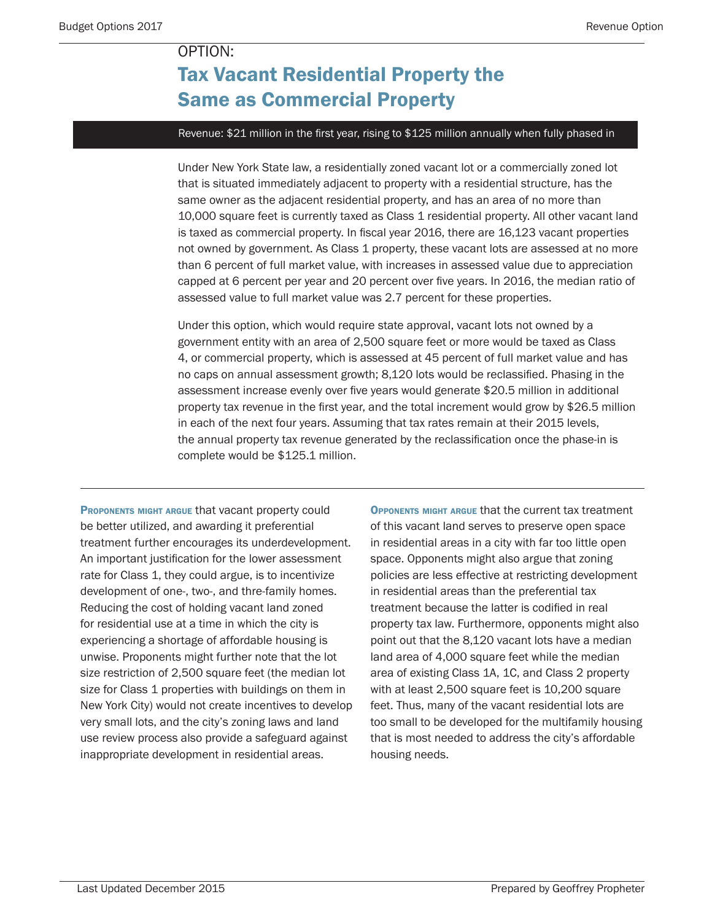OPTION:

# Tax Vacant Residential Property the Same as Commercial Property

**Revenue: $21 million in the first year, rising to $125 million annually when fully phased in**

Under New York State law, a residentially zoned vacant lot or a commercially zoned lot that is situated immediately adjacent to property with a residential structure, has the same owner as the adjacent residential property, and has an area of no more than 10,000 square feet is currently taxed as Class 1 residential property. All other vacant land is taxed as commercial property. In fiscal year 2016, there are 16,123 vacant properties not owned by government. As Class 1 property, these vacant lots are assessed at no more than 6 percent of full market value, with increases in assessed value due to appreciation capped at 6 percent per year and 20 percent over five years. In 2016, the median ratio of assessed value to full market value was 2.7 percent for these properties.

Under this option, which would require state approval, vacant lots not owned by a government entity with an area of 2,500 square feet or more would be taxed as Class 4, or commercial property, which is assessed at 45 percent of full market value and has no caps on annual assessment growth; 8,120 lots would be reclassified. Phasing in the assessment increase evenly over five years would generate $20.5 million in additional property tax revenue in the first year, and the total increment would grow by $26.5 million in each of the next four years. Assuming that tax rates remain at their 2015 levels, the annual property tax revenue generated by the reclassification once the phase-in is complete would be $125.1 million.

**Proponents might argue** that vacant property could be better utilized, and awarding it preferential treatment further encourages its underdevelopment. An important justification for the lower assessment rate for Class 1, they could argue, is to incentivize development of one-, two-, and thre-family homes. Reducing the cost of holding vacant land zoned for residential use at a time in which the city is experiencing a shortage of affordable housing is unwise. Proponents might further note that the lot size restriction of 2,500 square feet (the median lot size for Class 1 properties with buildings on them in New York City) would not create incentives to develop very small lots, and the city's zoning laws and land use review process also provide a safeguard against inappropriate development in residential areas.

**Opponents might argue** that the current tax treatment of this vacant land serves to preserve open space in residential areas in a city with far too little open space. Opponents might also argue that zoning policies are less effective at restricting development in residential areas than the preferential tax treatment because the latter is codified in real property tax law. Furthermore, opponents might also point out that the 8,120 vacant lots have a median land area of 4,000 square feet while the median area of existing Class 1A, 1C, and Class 2 property with at least 2,500 square feet is 10,200 square feet. Thus, many of the vacant residential lots are too small to be developed for the multifamily housing that is most needed to address the city's affordable housing needs.

Last Updated December 2015

Prepared by Geoffrey Propheter